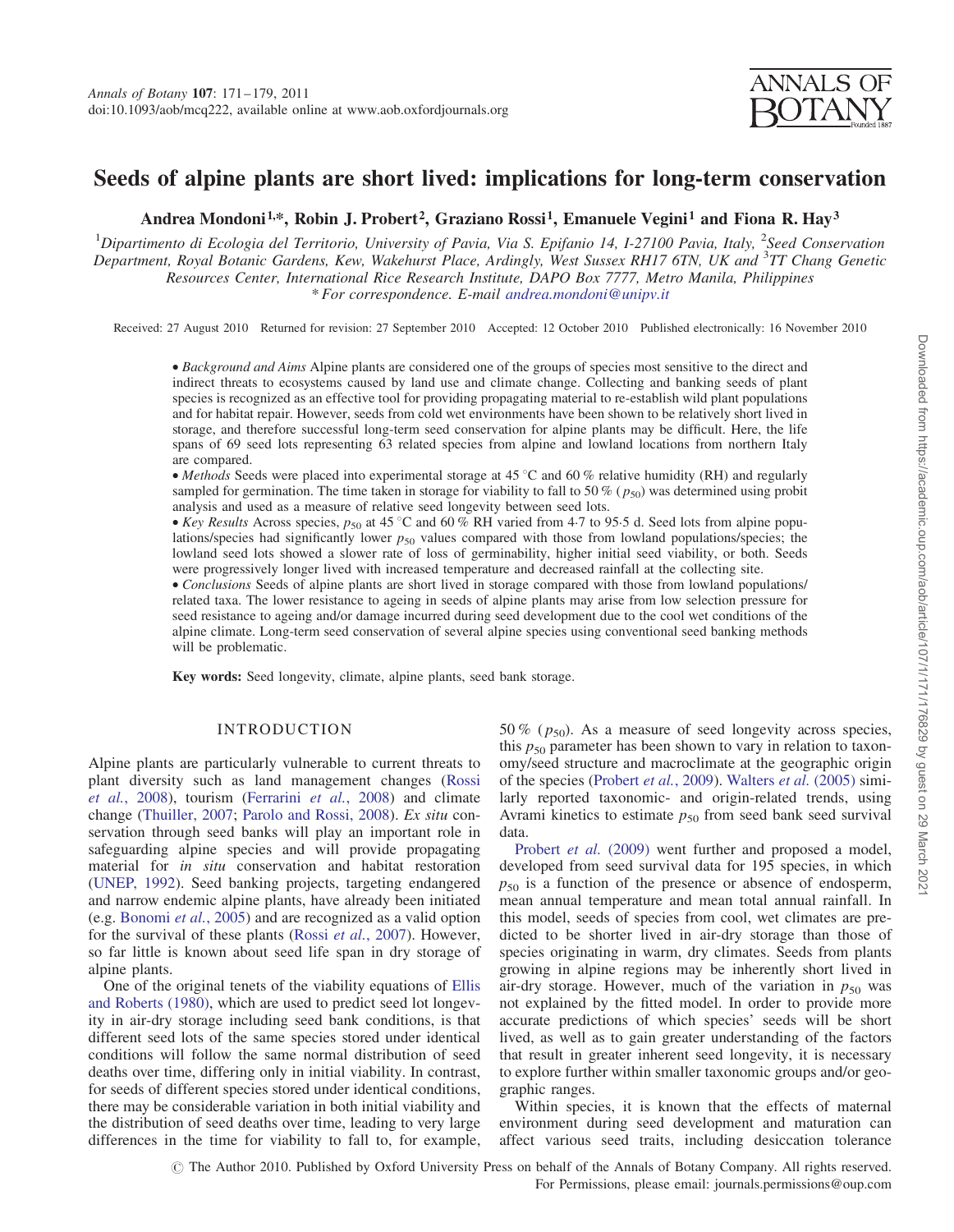# Seeds of alpine plants are short lived: implications for long-term conservation

**Andrea Mondoni[1,*], Robin J. Probert[2], Graziano Rossi[1], Emanuele Vegini[1] and Fiona R. Hay[3]**

[1]Dipartimento di Ecologia del Territorio, University of Pavia, Via S. Epifanio 14, I-27100 Pavia, Italy, [2]Seed Conservation Department, Royal Botanic Gardens, Kew, Wakehurst Place, Ardingly, West Sussex RH17 6TN, UK and [3]TT Chang Genetic Resources Center, International Rice Research Institute, DAPO Box 7777, Metro Manila, Philippines

\* For correspondence. E-mail andrea.mondoni@unipv.it

Received: 27 August 2010 Returned for revision: 27 September 2010 Accepted: 12 October 2010 Published electronically: 16 November 2010

- *Background and Aims* Alpine plants are considered one of the groups of species most sensitive to the direct and indirect threats to ecosystems caused by land use and climate change. Collecting and banking seeds of plant species is recognized as an effective tool for providing propagating material to re-establish wild plant populations and for habitat repair. However, seeds from cold wet environments have been shown to be relatively short lived in storage, and therefore successful long-term seed conservation for alpine plants may be difficult. Here, the life spans of 69 seed lots representing 63 related species from alpine and lowland locations from northern Italy are compared.
- *Methods* Seeds were placed into experimental storage at 45 °C and 60 % relative humidity (RH) and regularly sampled for germination. The time taken in storage for viability to fall to 50 % ($p_{50}$) was determined using probit analysis and used as a measure of relative seed longevity between seed lots.
- *Key Results* Across species, $p_{50}$ at 45 °C and 60 % RH varied from 4·7 to 95·5 d. Seed lots from alpine populations/species had significantly lower $p_{50}$ values compared with those from lowland populations/species; the lowland seed lots showed a slower rate of loss of germinability, higher initial seed viability, or both. Seeds were progressively longer lived with increased temperature and decreased rainfall at the collecting site.
- *Conclusions* Seeds of alpine plants are short lived in storage compared with those from lowland populations/related taxa. The lower resistance to ageing in seeds of alpine plants may arise from low selection pressure for seed resistance to ageing and/or damage incurred during seed development due to the cool wet conditions of the alpine climate. Long-term seed conservation of several alpine species using conventional seed banking methods will be problematic.

**Key words:** Seed longevity, climate, alpine plants, seed bank storage.

## INTRODUCTION

Alpine plants are particularly vulnerable to current threats to plant diversity such as land management changes (Rossi *et al.*, 2008), tourism (Ferrarini *et al.*, 2008) and climate change (Thuiller, 2007; Parolo and Rossi, 2008). *Ex situ* conservation through seed banks will play an important role in safeguarding alpine species and will provide propagating material for *in situ* conservation and habitat restoration (UNEP, 1992). Seed banking projects, targeting endangered and narrow endemic alpine plants, have already been initiated (e.g. Bonomi *et al.*, 2005) and are recognized as a valid option for the survival of these plants (Rossi *et al.*, 2007). However, so far little is known about seed life span in dry storage of alpine plants.

One of the original tenets of the viability equations of Ellis and Roberts (1980), which are used to predict seed lot longevity in air-dry storage including seed bank conditions, is that different seed lots of the same species stored under identical conditions will follow the same normal distribution of seed deaths over time, differing only in initial viability. In contrast, for seeds of different species stored under identical conditions, there may be considerable variation in both initial viability and the distribution of seed deaths over time, leading to very large differences in the time for viability to fall to, for example, 50 % ($p_{50}$). As a measure of seed longevity across species, this $p_{50}$ parameter has been shown to vary in relation to taxonomy/seed structure and macroclimate at the geographic origin of the species (Probert *et al.*, 2009). Walters *et al.* (2005) similarly reported taxonomic- and origin-related trends, using Avrami kinetics to estimate $p_{50}$ from seed bank seed survival data.

Probert *et al.* (2009) went further and proposed a model, developed from seed survival data for 195 species, in which $p_{50}$ is a function of the presence or absence of endosperm, mean annual temperature and mean total annual rainfall. In this model, seeds of species from cool, wet climates are predicted to be shorter lived in air-dry storage than those of species originating in warm, dry climates. Seeds from plants growing in alpine regions may be inherently short lived in air-dry storage. However, much of the variation in $p_{50}$ was not explained by the fitted model. In order to provide more accurate predictions of which species' seeds will be short lived, as well as to gain greater understanding of the factors that result in greater inherent seed longevity, it is necessary to explore further within smaller taxonomic groups and/or geographic ranges.

Within species, it is known that the effects of maternal environment during seed development and maturation can affect various seed traits, including desiccation tolerance

© The Author 2010. Published by Oxford University Press on behalf of the Annals of Botany Company. All rights reserved. For Permissions, please email: journals.permissions@oup.com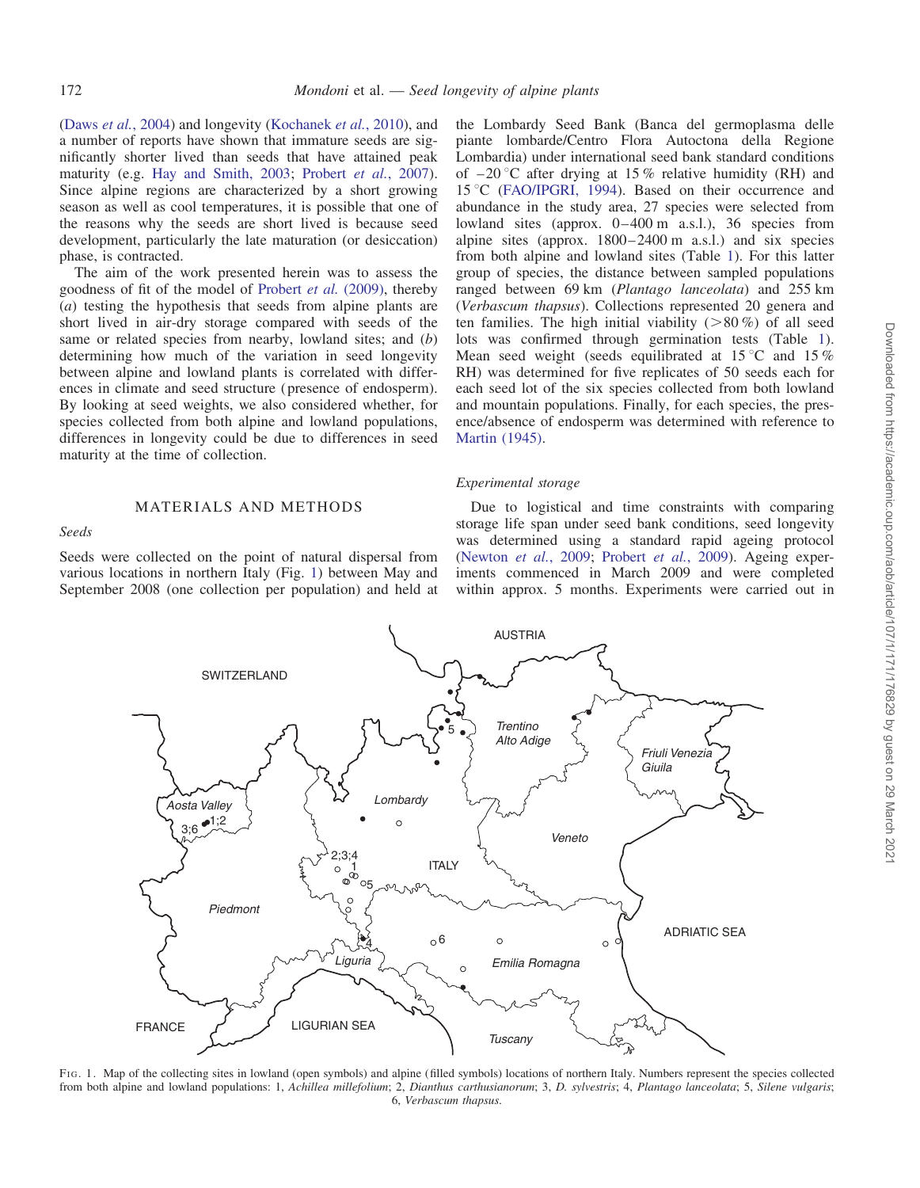(Daws *et al.*, 2004) and longevity (Kochanek *et al.*, 2010), and a number of reports have shown that immature seeds are significantly shorter lived than seeds that have attained peak maturity (e.g. Hay and Smith, 2003; Probert *et al.*, 2007). Since alpine regions are characterized by a short growing season as well as cool temperatures, it is possible that one of the reasons why the seeds are short lived is because seed development, particularly the late maturation (or desiccation) phase, is contracted.

The aim of the work presented herein was to assess the goodness of fit of the model of Probert *et al.* (2009), thereby (*a*) testing the hypothesis that seeds from alpine plants are short lived in air-dry storage compared with seeds of the same or related species from nearby, lowland sites; and (*b*) determining how much of the variation in seed longevity between alpine and lowland plants is correlated with differences in climate and seed structure (presence of endosperm). By looking at seed weights, we also considered whether, for species collected from both alpine and lowland populations, differences in longevity could be due to differences in seed maturity at the time of collection.

## MATERIALS AND METHODS

### *Seeds*

Seeds were collected on the point of natural dispersal from various locations in northern Italy (Fig. 1) between May and September 2008 (one collection per population) and held at the Lombardy Seed Bank (Banca del germoplasma delle piante lombarde/Centro Flora Autoctona della Regione Lombardia) under international seed bank standard conditions of −20 °C after drying at 15 % relative humidity (RH) and 15 °C (FAO/IPGRI, 1994). Based on their occurrence and abundance in the study area, 27 species were selected from lowland sites (approx. 0–400 m a.s.l.), 36 species from alpine sites (approx. 1800–2400 m a.s.l.) and six species from both alpine and lowland sites (Table 1). For this latter group of species, the distance between sampled populations ranged between 69 km (*Plantago lanceolata*) and 255 km (*Verbascum thapsus*). Collections represented 20 genera and ten families. The high initial viability (>80 %) of all seed lots was confirmed through germination tests (Table 1). Mean seed weight (seeds equilibrated at 15 °C and 15 % RH) was determined for five replicates of 50 seeds each for each seed lot of the six species collected from both lowland and mountain populations. Finally, for each species, the presence/absence of endosperm was determined with reference to Martin (1945).

### *Experimental storage*

Due to logistical and time constraints with comparing storage life span under seed bank conditions, seed longevity was determined using a standard rapid ageing protocol (Newton *et al.*, 2009; Probert *et al.*, 2009). Ageing experiments commenced in March 2009 and were completed within approx. 5 months. Experiments were carried out in

Fig. 1. Map of the collecting sites in lowland (open symbols) and alpine (filled symbols) locations of northern Italy. Numbers represent the species collected from both alpine and lowland populations: 1, *Achillea millefolium*; 2, *Dianthus carthusianorum*; 3, *D. sylvestris*; 4, *Plantago lanceolata*; 5, *Silene vulgaris*; 6, *Verbascum thapsus*.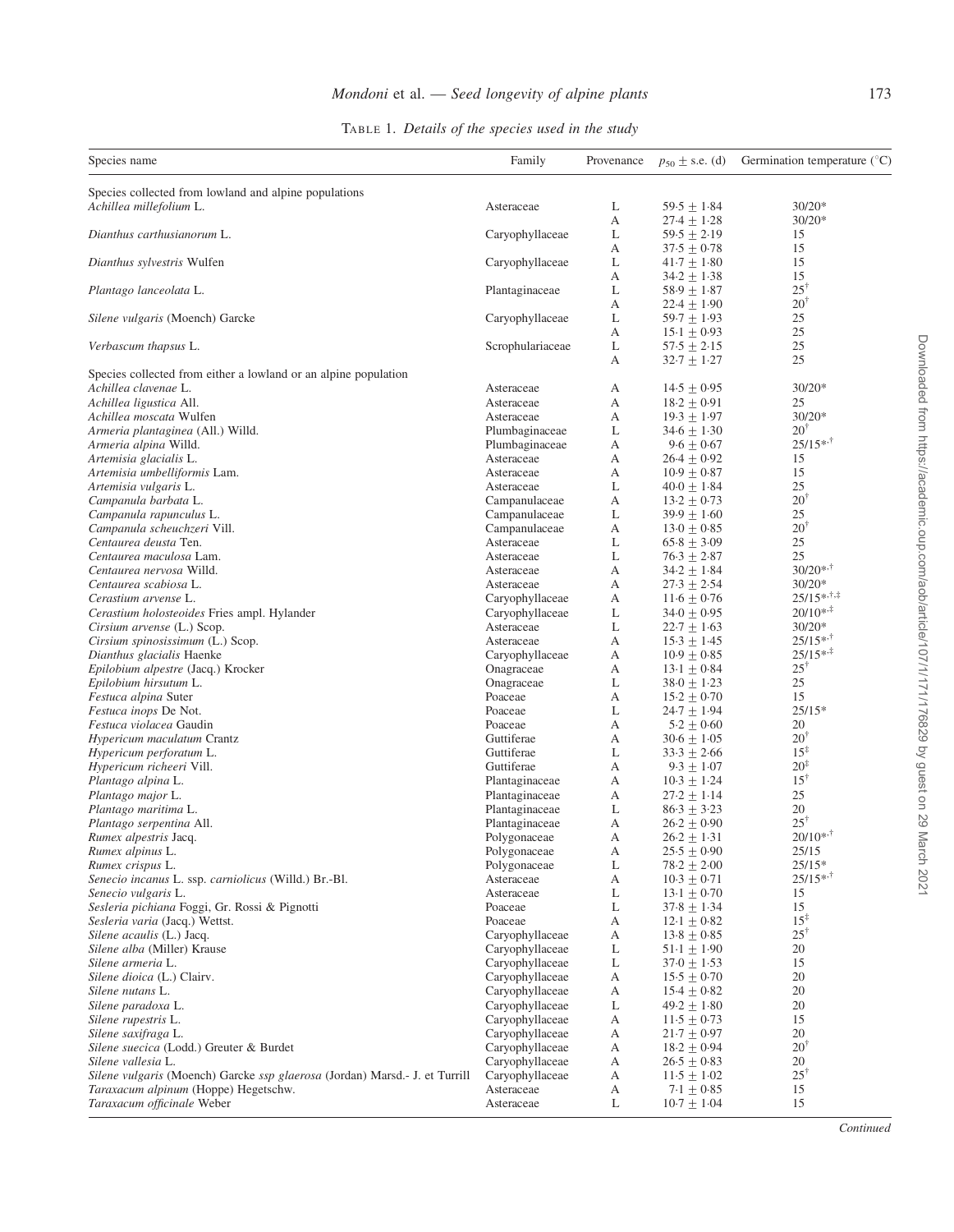TABLE 1. *Details of the species used in the study*

| Species name | Family | Provenance | $p_{50} \pm$ s.e. (d) | Germination temperature (°C) |
|---|---|---|---|---|
| Species collected from lowland and alpine populations | | | | |
| *Achillea millefolium* L. | Asteraceae | L | 59·5 ± 1·84 | 30/20* |
| | | A | 27·4 ± 1·28 | 30/20* |
| *Dianthus carthusianorum* L. | Caryophyllaceae | L | 59·5 ± 2·19 | 15 |
| | | A | 37·5 ± 0·78 | 15 |
| *Dianthus sylvestris* Wulfen | Caryophyllaceae | L | 41·7 ± 1·80 | 15 |
| | | A | 34·2 ± 1·38 | 15 |
| *Plantago lanceolata* L. | Plantaginaceae | L | 58·9 ± 1·87 | 25† |
| | | A | 22·4 ± 1·90 | 20† |
| *Silene vulgaris* (Moench) Garcke | Caryophyllaceae | L | 59·7 ± 1·93 | 25 |
| | | A | 15·1 ± 0·93 | 25 |
| *Verbascum thapsus* L. | Scrophulariaceae | L | 57·5 ± 2·15 | 25 |
| | | A | 32·7 ± 1·27 | 25 |
| Species collected from either a lowland or an alpine population | | | | |
| *Achillea clavenae* L. | Asteraceae | A | 14·5 ± 0·95 | 30/20* |
| *Achillea ligustica* All. | Asteraceae | A | 18·2 ± 0·91 | 25 |
| *Achillea moscata* Wulfen | Asteraceae | A | 19·3 ± 1·97 | 30/20* |
| *Armeria plantaginea* (All.) Willd. | Plumbaginaceae | L | 34·6 ± 1·30 | 20† |
| *Armeria alpina* Willd. | Plumbaginaceae | A | 9·6 ± 0·67 | 25/15*,† |
| *Artemisia glacialis* L. | Asteraceae | A | 26·4 ± 0·92 | 15 |
| *Artemisia umbelliformis* Lam. | Asteraceae | A | 10·9 ± 0·87 | 15 |
| *Artemisia vulgaris* L. | Asteraceae | L | 40·0 ± 1·84 | 25 |
| *Campanula barbata* L. | Campanulaceae | A | 13·2 ± 0·73 | 20† |
| *Campanula rapunculus* L. | Campanulaceae | L | 39·9 ± 1·60 | 25 |
| *Campanula scheuchzeri* Vill. | Campanulaceae | A | 13·0 ± 0·85 | 20† |
| *Centaurea deusta* Ten. | Asteraceae | L | 65·8 ± 3·09 | 25 |
| *Centaurea maculosa* Lam. | Asteraceae | L | 76·3 ± 2·87 | 25 |
| *Centaurea nervosa* Willd. | Asteraceae | A | 34·2 ± 1·84 | 30/20*,† |
| *Centaurea scabiosa* L. | Asteraceae | A | 27·3 ± 2·54 | 30/20* |
| *Cerastium arvense* L. | Caryophyllaceae | A | 11·6 ± 0·76 | 25/15*,†,‡ |
| *Cerastium holosteoides* Fries ampl. Hylander | Caryophyllaceae | L | 34·0 ± 0·95 | 20/10*,‡ |
| *Cirsium arvense* (L.) Scop. | Asteraceae | L | 22·7 ± 1·63 | 30/20* |
| *Cirsium spinosissimum* (L.) Scop. | Asteraceae | A | 15·3 ± 1·45 | 25/15*,† |
| *Dianthus glacialis* Haenke | Caryophyllaceae | A | 10·9 ± 0·85 | 25/15*,‡ |
| *Epilobium alpestre* (Jacq.) Krocker | Onagraceae | A | 13·1 ± 0·84 | 25† |
| *Epilobium hirsutum* L. | Onagraceae | L | 38·0 ± 1·23 | 25 |
| *Festuca alpina* Suter | Poaceae | A | 15·2 ± 0·70 | 15 |
| *Festuca inops* De Not. | Poaceae | L | 24·7 ± 1·94 | 25/15* |
| *Festuca violacea* Gaudin | Poaceae | A | 5·2 ± 0·60 | 20 |
| *Hypericum maculatum* Crantz | Guttiferae | A | 30·6 ± 1·05 | 20† |
| *Hypericum perforatum* L. | Guttiferae | L | 33·3 ± 2·66 | 15‡ |
| *Hypericum richeeri* Vill. | Guttiferae | A | 9·3 ± 1·07 | 20‡ |
| *Plantago alpina* L. | Plantaginaceae | A | 10·3 ± 1·24 | 15† |
| *Plantago major* L. | Plantaginaceae | A | 27·2 ± 1·14 | 25 |
| *Plantago maritima* L. | Plantaginaceae | L | 86·3 ± 3·23 | 20 |
| *Plantago serpentina* All. | Plantaginaceae | A | 26·2 ± 0·90 | 25† |
| *Rumex alpestris* Jacq. | Polygonaceae | A | 26·2 ± 1·31 | 20/10*,† |
| *Rumex alpinus* L. | Polygonaceae | A | 25·5 ± 0·90 | 25/15 |
| *Rumex crispus* L. | Polygonaceae | L | 78·2 ± 2·00 | 25/15* |
| *Senecio incanus* L. ssp. *carniolicus* (Willd.) Br.-Bl. | Asteraceae | A | 10·3 ± 0·71 | 25/15*,† |
| *Senecio vulgaris* L. | Asteraceae | L | 13·1 ± 0·70 | 15 |
| *Sesleria pichiana* Foggi, Gr. Rossi & Pignotti | Poaceae | L | 37·8 ± 1·34 | 15 |
| *Sesleria varia* (Jacq.) Wettst. | Poaceae | A | 12·1 ± 0·82 | 15‡ |
| *Silene acaulis* (L.) Jacq. | Caryophyllaceae | A | 13·8 ± 0·85 | 25† |
| *Silene alba* (Miller) Krause | Caryophyllaceae | L | 51·1 ± 1·90 | 20 |
| *Silene armeria* L. | Caryophyllaceae | L | 37·0 ± 1·53 | 15 |
| *Silene dioica* (L.) Clairv. | Caryophyllaceae | A | 15·5 ± 0·70 | 20 |
| *Silene nutans* L. | Caryophyllaceae | A | 15·4 ± 0·82 | 20 |
| *Silene paradoxa* L. | Caryophyllaceae | L | 49·2 ± 1·80 | 20 |
| *Silene rupestris* L. | Caryophyllaceae | A | 11·5 ± 0·73 | 15 |
| *Silene saxifraga* L. | Caryophyllaceae | A | 21·7 ± 0·97 | 20 |
| *Silene suecica* (Lodd.) Greuter & Burdet | Caryophyllaceae | A | 18·2 ± 0·94 | 20† |
| *Silene vallesia* L. | Caryophyllaceae | A | 26·5 ± 0·83 | 20 |
| *Silene vulgaris* (Moench) Garcke *ssp glaerosa* (Jordan) Marsd.- J. et Turrill | Caryophyllaceae | A | 11·5 ± 1·02 | 25† |
| *Taraxacum alpinum* (Hoppe) Hegetschw. | Asteraceae | A | 7·1 ± 0·85 | 15 |
| *Taraxacum officinale* Weber | Asteraceae | L | 10·7 ± 1·04 | 15 |

*Continued*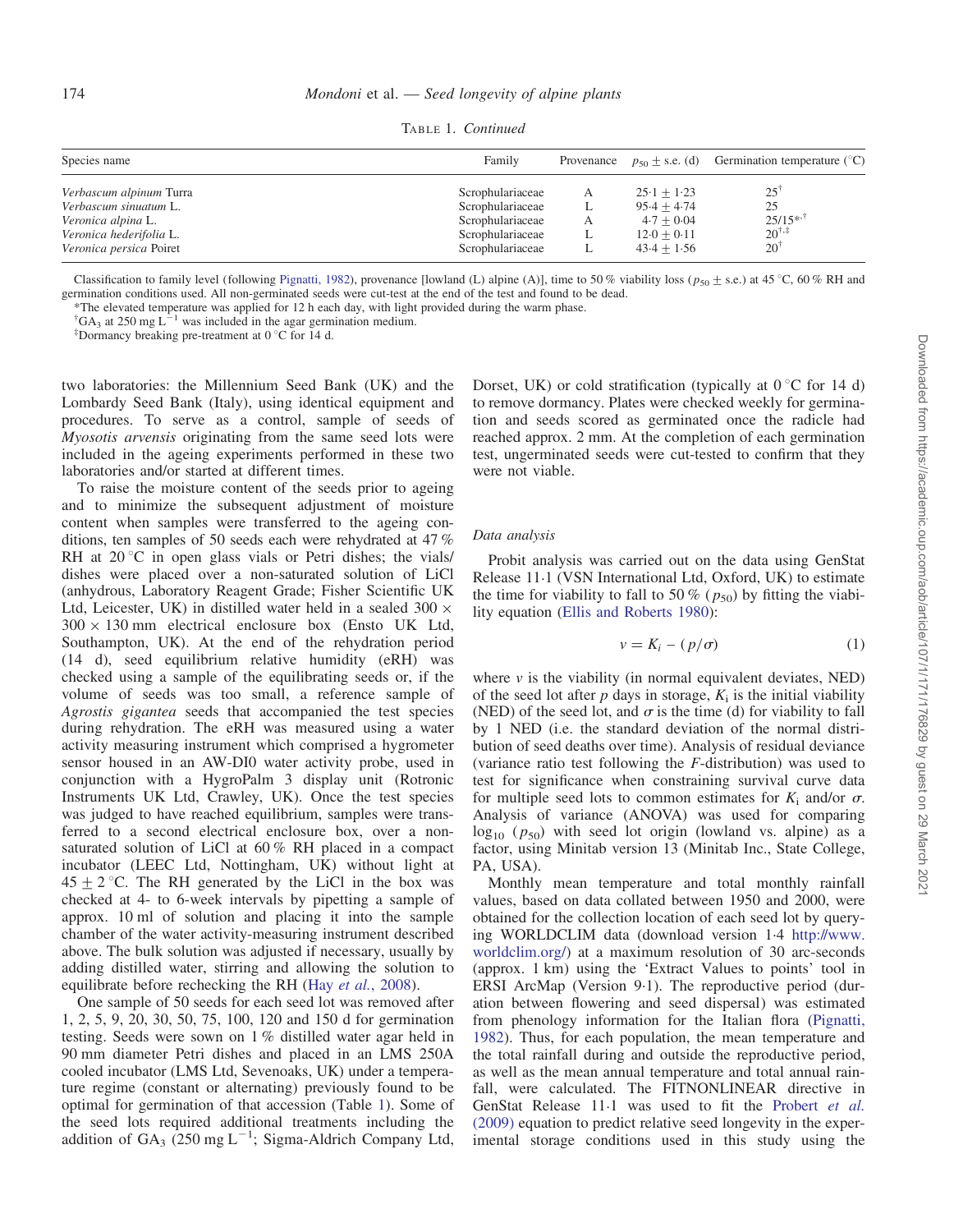TABLE 1. *Continued*

| Species name | Family | Provenance | $p_{50}$ ± s.e. (d) | Germination temperature (°C) |
|---|---|---|---|---|
| *Verbascum alpinum* Turra | Scrophulariaceae | A | 25·1 ± 1·23 | 25[†] |
| *Verbascum sinuatum* L. | Scrophulariaceae | L | 95·4 ± 4·74 | 25 |
| *Veronica alpina* L. | Scrophulariaceae | A | 4·7 ± 0·04 | 25/15[*,†] |
| *Veronica hederifolia* L. | Scrophulariaceae | L | 12·0 ± 0·11 | 20[†,‡] |
| *Veronica persica* Poiret | Scrophulariaceae | L | 43·4 ± 1·56 | 20[†] |

Classification to family level (following Pignatti, 1982), provenance [lowland (L) alpine (A)], time to 50 % viability loss ($p_{50}$ ± s.e.) at 45 °C, 60 % RH and germination conditions used. All non-germinated seeds were cut-test at the end of the test and found to be dead.

*The elevated temperature was applied for 12 h each day, with light provided during the warm phase.

[†]$GA_3$ at 250 mg $L^{-1}$ was included in the agar germination medium.

[‡]Dormancy breaking pre-treatment at 0 °C for 14 d.

two laboratories: the Millennium Seed Bank (UK) and the Lombardy Seed Bank (Italy), using identical equipment and procedures. To serve as a control, sample of seeds of *Myosotis arvensis* originating from the same seed lots were included in the ageing experiments performed in these two laboratories and/or started at different times.

To raise the moisture content of the seeds prior to ageing and to minimize the subsequent adjustment of moisture content when samples were transferred to the ageing conditions, ten samples of 50 seeds each were rehydrated at 47 % RH at 20 °C in open glass vials or Petri dishes; the vials/dishes were placed over a non-saturated solution of LiCl (anhydrous, Laboratory Reagent Grade; Fisher Scientific UK Ltd, Leicester, UK) in distilled water held in a sealed 300 × 300 × 130 mm electrical enclosure box (Ensto UK Ltd, Southampton, UK). At the end of the rehydration period (14 d), seed equilibrium relative humidity (eRH) was checked using a sample of the equilibrating seeds or, if the volume of seeds was too small, a reference sample of *Agrostis gigantea* seeds that accompanied the test species during rehydration. The eRH was measured using a water activity measuring instrument which comprised a hygrometer sensor housed in an AW-DI0 water activity probe, used in conjunction with a HygroPalm 3 display unit (Rotronic Instruments UK Ltd, Crawley, UK). Once the test species was judged to have reached equilibrium, samples were transferred to a second electrical enclosure box, over a non-saturated solution of LiCl at 60 % RH placed in a compact incubator (LEEC Ltd, Nottingham, UK) without light at 45 ± 2 °C. The RH generated by the LiCl in the box was checked at 4- to 6-week intervals by pipetting a sample of approx. 10 ml of solution and placing it into the sample chamber of the water activity-measuring instrument described above. The bulk solution was adjusted if necessary, usually by adding distilled water, stirring and allowing the solution to equilibrate before rechecking the RH (Hay *et al.*, 2008).

One sample of 50 seeds for each seed lot was removed after 1, 2, 5, 9, 20, 30, 50, 75, 100, 120 and 150 d for germination testing. Seeds were sown on 1 % distilled water agar held in 90 mm diameter Petri dishes and placed in an LMS 250A cooled incubator (LMS Ltd, Sevenoaks, UK) under a temperature regime (constant or alternating) previously found to be optimal for germination of that accession (Table 1). Some of the seed lots required additional treatments including the addition of $GA_3$ (250 mg $L^{-1}$; Sigma-Aldrich Company Ltd, Dorset, UK) or cold stratification (typically at 0 °C for 14 d) to remove dormancy. Plates were checked weekly for germination and seeds scored as germinated once the radicle had reached approx. 2 mm. At the completion of each germination test, ungerminated seeds were cut-tested to confirm that they were not viable.

### Data analysis

Probit analysis was carried out on the data using GenStat Release 11·1 (VSN International Ltd, Oxford, UK) to estimate the time for viability to fall to 50 % ($p_{50}$) by fitting the viability equation (Ellis and Roberts 1980):

$$v = K_i - (p/\sigma) \tag{1}$$

where $v$ is the viability (in normal equivalent deviates, NED) of the seed lot after $p$ days in storage, $K_i$ is the initial viability (NED) of the seed lot, and $\sigma$ is the time (d) for viability to fall by 1 NED (i.e. the standard deviation of the normal distribution of seed deaths over time). Analysis of residual deviance (variance ratio test following the $F$-distribution) was used to test for significance when constraining survival curve data for multiple seed lots to common estimates for $K_i$ and/or $\sigma$. Analysis of variance (ANOVA) was used for comparing $\log_{10}$ ($p_{50}$) with seed lot origin (lowland vs. alpine) as a factor, using Minitab version 13 (Minitab Inc., State College, PA, USA).

Monthly mean temperature and total monthly rainfall values, based on data collated between 1950 and 2000, were obtained for the collection location of each seed lot by querying WORLDCLIM data (download version 1·4 http://www.worldclim.org/) at a maximum resolution of 30 arc-seconds (approx. 1 km) using the 'Extract Values to points' tool in ERSI ArcMap (Version 9·1). The reproductive period (duration between flowering and seed dispersal) was estimated from phenology information for the Italian flora (Pignatti, 1982). Thus, for each population, the mean temperature and the total rainfall during and outside the reproductive period, as well as the mean annual temperature and total annual rainfall, were calculated. The FITNONLINEAR directive in GenStat Release 11·1 was used to fit the Probert *et al.* (2009) equation to predict relative seed longevity in the experimental storage conditions used in this study using the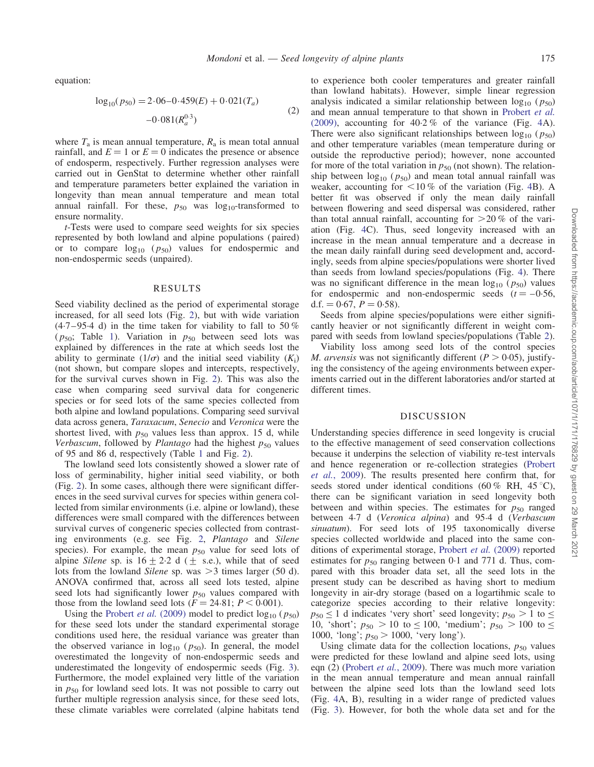equation:

$$\log_{10}(p_{50}) = 2{\cdot}06 - 0{\cdot}459(E) + 0{\cdot}021(T_a) - 0{\cdot}081(R_a^{0{\cdot}3}) \quad (2)$$

where $T_a$ is mean annual temperature, $R_a$ is mean total annual rainfall, and $E = 1$ or $E = 0$ indicates the presence or absence of endosperm, respectively. Further regression analyses were carried out in GenStat to determine whether other rainfall and temperature parameters better explained the variation in longevity than mean annual temperature and mean total annual rainfall. For these, $p_{50}$ was $\log_{10}$-transformed to ensure normality.

*t*-Tests were used to compare seed weights for six species represented by both lowland and alpine populations (paired) or to compare $\log_{10}$ ($p_{50}$) values for endospermic and non-endospermic seeds (unpaired).

## RESULTS

Seed viability declined as the period of experimental storage increased, for all seed lots (Fig. 2), but with wide variation (4·7–95·4 d) in the time taken for viability to fall to 50 % ($p_{50}$; Table 1). Variation in $p_{50}$ between seed lots was explained by differences in the rate at which seeds lost the ability to germinate ($1/\sigma$) and the initial seed viability ($K_i$) (not shown, but compare slopes and intercepts, respectively, for the survival curves shown in Fig. 2). This was also the case when comparing seed survival data for congeneric species or for seed lots of the same species collected from both alpine and lowland populations. Comparing seed survival data across genera, *Taraxacum*, *Senecio* and *Veronica* were the shortest lived, with $p_{50}$ values less than approx. 15 d, while *Verbascum*, followed by *Plantago* had the highest $p_{50}$ values of 95 and 86 d, respectively (Table 1 and Fig. 2).

The lowland seed lots consistently showed a slower rate of loss of germinability, higher initial seed viability, or both (Fig. 2). In some cases, although there were significant differences in the seed survival curves for species within genera collected from similar environments (i.e. alpine or lowland), these differences were small compared with the differences between survival curves of congeneric species collected from contrasting environments (e.g. see Fig. 2, *Plantago* and *Silene* species). For example, the mean $p_{50}$ value for seed lots of alpine *Silene* sp. is 16 ± 2·2 d (± s.e.), while that of seed lots from the lowland *Silene* sp. was >3 times larger (50 d). ANOVA confirmed that, across all seed lots tested, alpine seed lots had significantly lower $p_{50}$ values compared with those from the lowland seed lots ($F = 24{\cdot}81$; $P < 0{\cdot}001$).

Using the Probert *et al.* (2009) model to predict $\log_{10}$ ($p_{50}$) for these seed lots under the standard experimental storage conditions used here, the residual variance was greater than the observed variance in $\log_{10}$ ($p_{50}$). In general, the model overestimated the longevity of non-endospermic seeds and underestimated the longevity of endospermic seeds (Fig. 3). Furthermore, the model explained very little of the variation in $p_{50}$ for lowland seed lots. It was not possible to carry out further multiple regression analysis since, for these seed lots, these climate variables were correlated (alpine habitats tend to experience both cooler temperatures and greater rainfall than lowland habitats). However, simple linear regression analysis indicated a similar relationship between $\log_{10}$ ($p_{50}$) and mean annual temperature to that shown in Probert *et al.* (2009), accounting for 40·2 % of the variance (Fig. 4A). There were also significant relationships between $\log_{10}$ ($p_{50}$) and other temperature variables (mean temperature during or outside the reproductive period); however, none accounted for more of the total variation in $p_{50}$ (not shown). The relationship between $\log_{10}$ ($p_{50}$) and mean total annual rainfall was weaker, accounting for <10 % of the variation (Fig. 4B). A better fit was observed if only the mean daily rainfall between flowering and seed dispersal was considered, rather than total annual rainfall, accounting for >20 % of the variation (Fig. 4C). Thus, seed longevity increased with an increase in the mean annual temperature and a decrease in the mean daily rainfall during seed development and, accordingly, seeds from alpine species/populations were shorter lived than seeds from lowland species/populations (Fig. 4). There was no significant difference in the mean $\log_{10}$ ($p_{50}$) values for endospermic and non-endospermic seeds ($t = -0{\cdot}56$, d.f. = 0·67, $P = 0{\cdot}58$).

Seeds from alpine species/populations were either significantly heavier or not significantly different in weight compared with seeds from lowland species/populations (Table 2).

Viability loss among seed lots of the control species *M. arvensis* was not significantly different ($P > 0{\cdot}05$), justifying the consistency of the ageing environments between experiments carried out in the different laboratories and/or started at different times.

## DISCUSSION

Understanding species difference in seed longevity is crucial to the effective management of seed conservation collections because it underpins the selection of viability re-test intervals and hence regeneration or re-collection strategies (Probert *et al.*, 2009). The results presented here confirm that, for seeds stored under identical conditions (60 % RH, 45 °C), there can be significant variation in seed longevity both between and within species. The estimates for $p_{50}$ ranged between 4·7 d (*Veronica alpina*) and 95·4 d (*Verbascum sinuatum*). For seed lots of 195 taxonomically diverse species collected worldwide and placed into the same conditions of experimental storage, Probert *et al.* (2009) reported estimates for $p_{50}$ ranging between 0·1 and 771 d. Thus, compared with this broader data set, all the seed lots in the present study can be described as having short to medium longevity in air-dry storage (based on a logartihmic scale to categorize species according to their relative longevity: $p_{50} \leq 1$ d indicates 'very short' seed longevity; $p_{50} > 1$ to $\leq$ 10, 'short'; $p_{50} > 10$ to $\leq 100$, 'medium'; $p_{50} > 100$ to $\leq$ 1000, 'long'; $p_{50} > 1000$, 'very long').

Using climate data for the collection locations, $p_{50}$ values were predicted for these lowland and alpine seed lots, using eqn (2) (Probert *et al.*, 2009). There was much more variation in the mean annual temperature and mean annual rainfall between the alpine seed lots than the lowland seed lots (Fig. 4A, B), resulting in a wider range of predicted values (Fig. 3). However, for both the whole data set and for the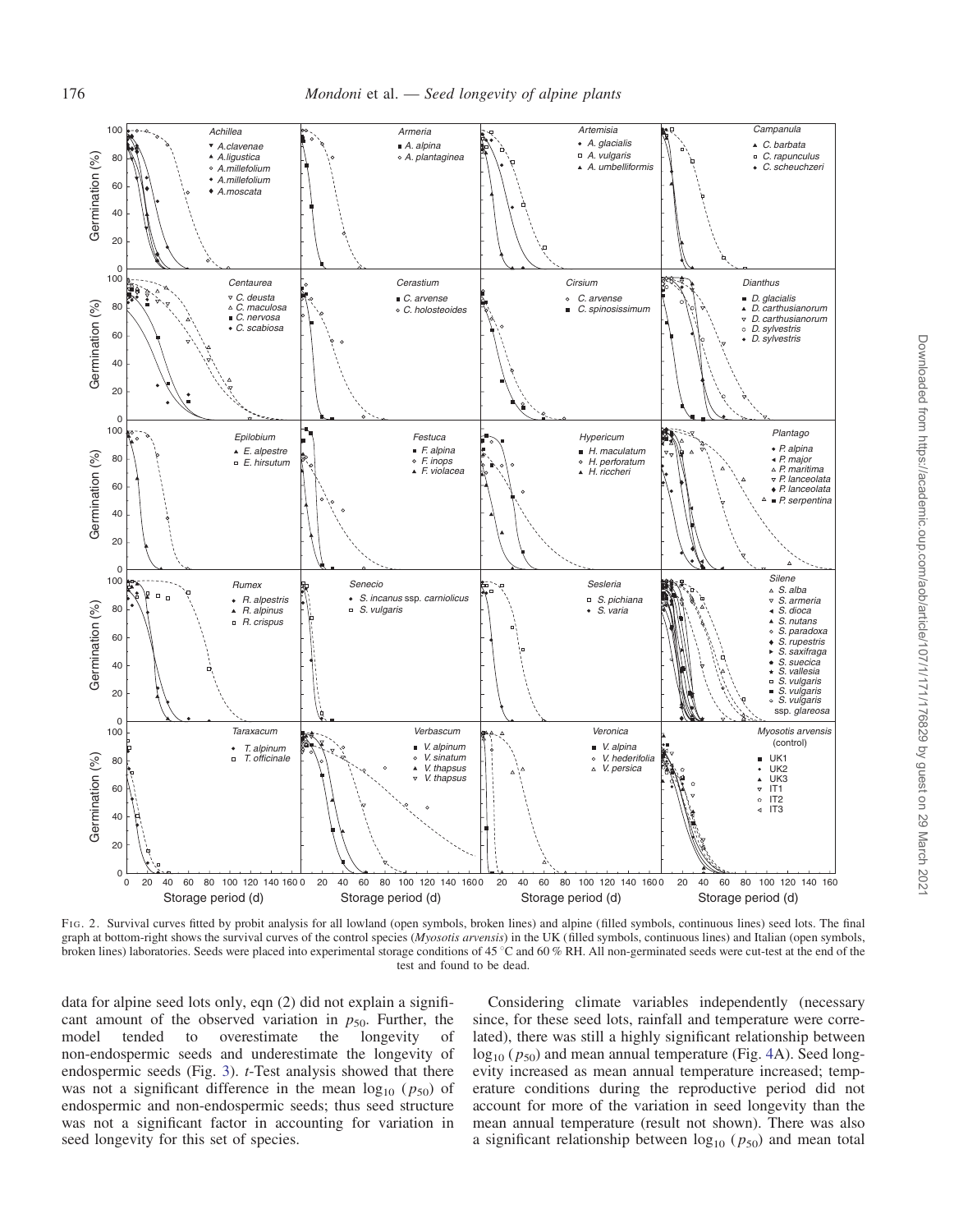FIG. 2. Survival curves fitted by probit analysis for all lowland (open symbols, broken lines) and alpine (filled symbols, continuous lines) seed lots. The final graph at bottom-right shows the survival curves of the control species (*Myosotis arvensis*) in the UK (filled symbols, continuous lines) and Italian (open symbols, broken lines) laboratories. Seeds were placed into experimental storage conditions of 45 °C and 60 % RH. All non-germinated seeds were cut-test at the end of the test and found to be dead.

data for alpine seed lots only, eqn (2) did not explain a significant amount of the observed variation in $p_{50}$. Further, the model tended to overestimate the longevity of non-endospermic seeds and underestimate the longevity of endospermic seeds (Fig. 3). *t*-Test analysis showed that there was not a significant difference in the mean $\log_{10}(p_{50})$ of endospermic and non-endospermic seeds; thus seed structure was not a significant factor in accounting for variation in seed longevity for this set of species.

Considering climate variables independently (necessary since, for these seed lots, rainfall and temperature were correlated), there was still a highly significant relationship between $\log_{10}(p_{50})$ and mean annual temperature (Fig. 4A). Seed longevity increased as mean annual temperature increased; temperature conditions during the reproductive period did not account for more of the variation in seed longevity than the mean annual temperature (result not shown). There was also a significant relationship between $\log_{10}(p_{50})$ and mean total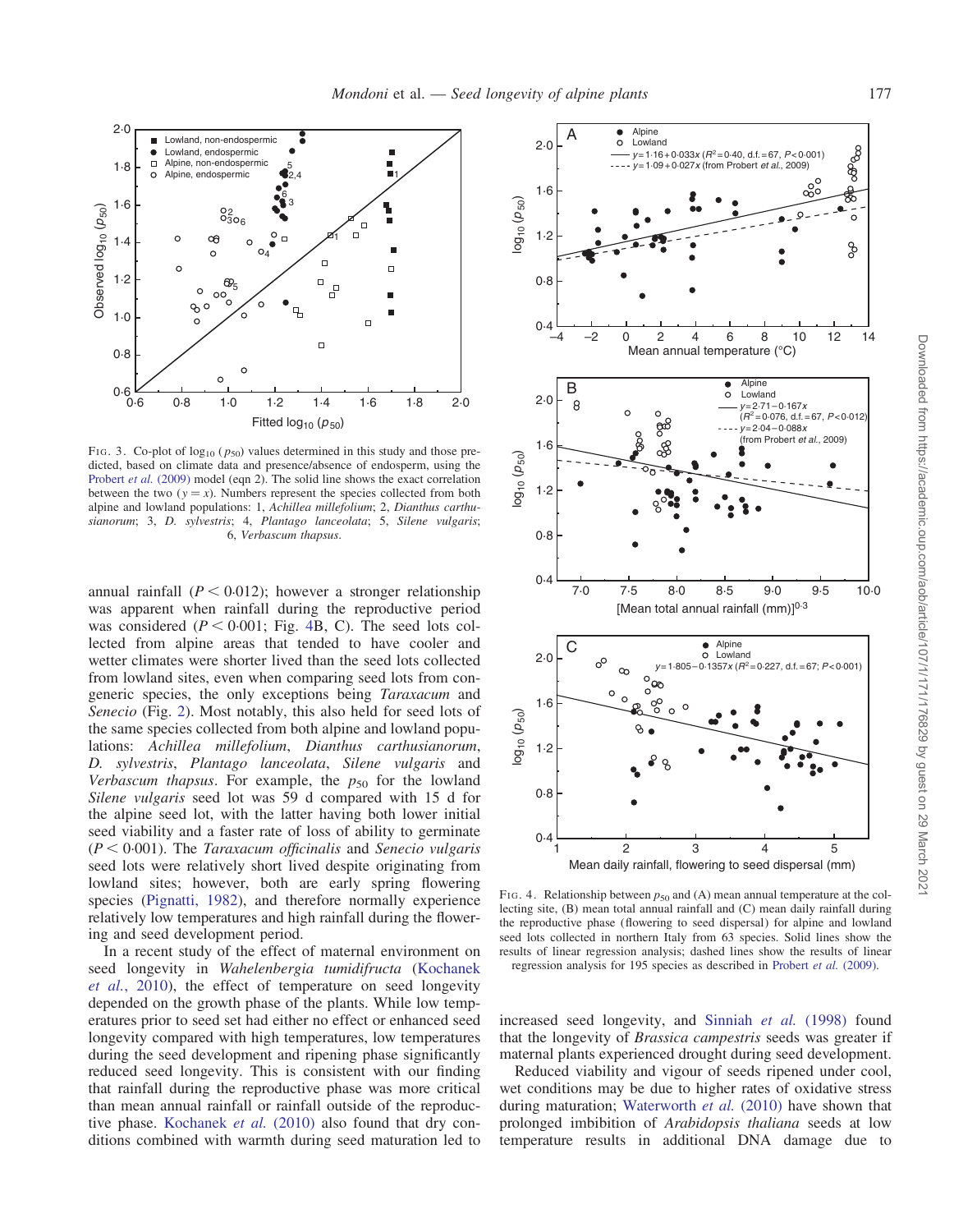FIG. 3. Co-plot of $\log_{10}$ ($p_{50}$) values determined in this study and those predicted, based on climate data and presence/absence of endosperm, using the Probert *et al.* (2009) model (eqn 2). The solid line shows the exact correlation between the two ($y = x$). Numbers represent the species collected from both alpine and lowland populations: 1, *Achillea millefolium*; 2, *Dianthus carthusianorum*; 3, *D. sylvestris*; 4, *Plantago lanceolata*; 5, *Silene vulgaris*; 6, *Verbascum thapsus*.

annual rainfall ($P < 0{\cdot}012$); however a stronger relationship was apparent when rainfall during the reproductive period was considered ($P < 0{\cdot}001$; Fig. 4B, C). The seed lots collected from alpine areas that tended to have cooler and wetter climates were shorter lived than the seed lots collected from lowland sites, even when comparing seed lots from congeneric species, the only exceptions being *Taraxacum* and *Senecio* (Fig. 2). Most notably, this also held for seed lots of the same species collected from both alpine and lowland populations: *Achillea millefolium*, *Dianthus carthusianorum*, *D. sylvestris*, *Plantago lanceolata*, *Silene vulgaris* and *Verbascum thapsus*. For example, the $p_{50}$ for the lowland *Silene vulgaris* seed lot was 59 d compared with 15 d for the alpine seed lot, with the latter having both lower initial seed viability and a faster rate of loss of ability to germinate ($P < 0{\cdot}001$). The *Taraxacum officinalis* and *Senecio vulgaris* seed lots were relatively short lived despite originating from lowland sites; however, both are early spring flowering species (Pignatti, 1982), and therefore normally experience relatively low temperatures and high rainfall during the flowering and seed development period.

In a recent study of the effect of maternal environment on seed longevity in *Wahelenbergia tumidifructa* (Kochanek *et al.*, 2010), the effect of temperature on seed longevity depended on the growth phase of the plants. While low temperatures prior to seed set had either no effect or enhanced seed longevity compared with high temperatures, low temperatures during the seed development and ripening phase significantly reduced seed longevity. This is consistent with our finding that rainfall during the reproductive phase was more critical than mean annual rainfall or rainfall outside of the reproductive phase. Kochanek *et al.* (2010) also found that dry conditions combined with warmth during seed maturation led to increased seed longevity, and Sinniah *et al.* (1998) found that the longevity of *Brassica campestris* seeds was greater if maternal plants experienced drought during seed development.

FIG. 4. Relationship between $p_{50}$ and (A) mean annual temperature at the collecting site, (B) mean total annual rainfall and (C) mean daily rainfall during the reproductive phase (flowering to seed dispersal) for alpine and lowland seed lots collected in northern Italy from 63 species. Solid lines show the results of linear regression analysis; dashed lines show the results of linear regression analysis for 195 species as described in Probert *et al.* (2009).

Reduced viability and vigour of seeds ripened under cool, wet conditions may be due to higher rates of oxidative stress during maturation; Waterworth *et al.* (2010) have shown that prolonged imbibition of *Arabidopsis thaliana* seeds at low temperature results in additional DNA damage due to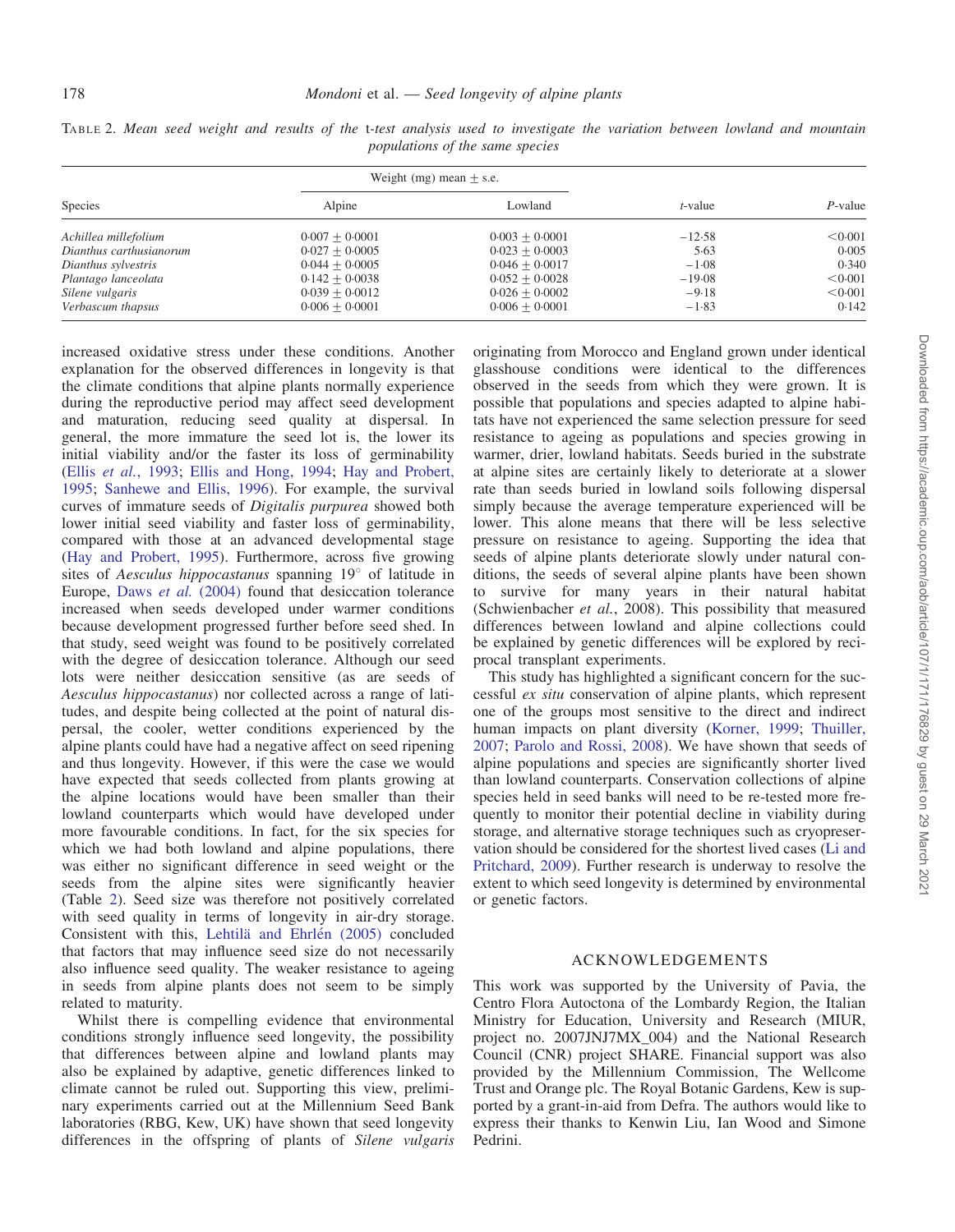TABLE 2. *Mean seed weight and results of the* t*-test analysis used to investigate the variation between lowland and mountain populations of the same species*

| Species | Weight (mg) mean ± s.e. | | *t*-value | *P*-value |
|---|---|---|---|---|
| | Alpine | Lowland | | |
| *Achillea millefolium* | 0·007 ± 0·0001 | 0·003 ± 0·0001 | −12·58 | <0·001 |
| *Dianthus carthusianorum* | 0·027 ± 0·0005 | 0·023 ± 0·0003 | 5·63 | 0·005 |
| *Dianthus sylvestris* | 0·044 ± 0·0005 | 0·046 ± 0·0017 | −1·08 | 0·340 |
| *Plantago lanceolata* | 0·142 ± 0·0038 | 0·052 ± 0·0028 | −19·08 | <0·001 |
| *Silene vulgaris* | 0·039 ± 0·0012 | 0·026 ± 0·0002 | −9·18 | <0·001 |
| *Verbascum thapsus* | 0·006 ± 0·0001 | 0·006 ± 0·0001 | −1·83 | 0·142 |

increased oxidative stress under these conditions. Another explanation for the observed differences in longevity is that the climate conditions that alpine plants normally experience during the reproductive period may affect seed development and maturation, reducing seed quality at dispersal. In general, the more immature the seed lot is, the lower its initial viability and/or the faster its loss of germinability (Ellis *et al.*, 1993; Ellis and Hong, 1994; Hay and Probert, 1995; Sanhewe and Ellis, 1996). For example, the survival curves of immature seeds of *Digitalis purpurea* showed both lower initial seed viability and faster loss of germinability, compared with those at an advanced developmental stage (Hay and Probert, 1995). Furthermore, across five growing sites of *Aesculus hippocastanus* spanning 19° of latitude in Europe, Daws *et al.* (2004) found that desiccation tolerance increased when seeds developed under warmer conditions because development progressed further before seed shed. In that study, seed weight was found to be positively correlated with the degree of desiccation tolerance. Although our seed lots were neither desiccation sensitive (as are seeds of *Aesculus hippocastanus*) nor collected across a range of latitudes, and despite being collected at the point of natural dispersal, the cooler, wetter conditions experienced by the alpine plants could have had a negative affect on seed ripening and thus longevity. However, if this were the case we would have expected that seeds collected from plants growing at the alpine locations would have been smaller than their lowland counterparts which would have developed under more favourable conditions. In fact, for the six species for which we had both lowland and alpine populations, there was either no significant difference in seed weight or the seeds from the alpine sites were significantly heavier (Table 2). Seed size was therefore not positively correlated with seed quality in terms of longevity in air-dry storage. Consistent with this, Lehtilä and Ehrlén (2005) concluded that factors that may influence seed size do not necessarily also influence seed quality. The weaker resistance to ageing in seeds from alpine plants does not seem to be simply related to maturity.

Whilst there is compelling evidence that environmental conditions strongly influence seed longevity, the possibility that differences between alpine and lowland plants may also be explained by adaptive, genetic differences linked to climate cannot be ruled out. Supporting this view, preliminary experiments carried out at the Millennium Seed Bank laboratories (RBG, Kew, UK) have shown that seed longevity differences in the offspring of plants of *Silene vulgaris* originating from Morocco and England grown under identical glasshouse conditions were identical to the differences observed in the seeds from which they were grown. It is possible that populations and species adapted to alpine habitats have not experienced the same selection pressure for seed resistance to ageing as populations and species growing in warmer, drier, lowland habitats. Seeds buried in the substrate at alpine sites are certainly likely to deteriorate at a slower rate than seeds buried in lowland soils following dispersal simply because the average temperature experienced will be lower. This alone means that there will be less selective pressure on resistance to ageing. Supporting the idea that seeds of alpine plants deteriorate slowly under natural conditions, the seeds of several alpine plants have been shown to survive for many years in their natural habitat (Schwienbacher *et al.*, 2008). This possibility that measured differences between lowland and alpine collections could be explained by genetic differences will be explored by reciprocal transplant experiments.

This study has highlighted a significant concern for the successful *ex situ* conservation of alpine plants, which represent one of the groups most sensitive to the direct and indirect human impacts on plant diversity (Korner, 1999; Thuiller, 2007; Parolo and Rossi, 2008). We have shown that seeds of alpine populations and species are significantly shorter lived than lowland counterparts. Conservation collections of alpine species held in seed banks will need to be re-tested more frequently to monitor their potential decline in viability during storage, and alternative storage techniques such as cryopreservation should be considered for the shortest lived cases (Li and Pritchard, 2009). Further research is underway to resolve the extent to which seed longevity is determined by environmental or genetic factors.

## ACKNOWLEDGEMENTS

This work was supported by the University of Pavia, the Centro Flora Autoctona of the Lombardy Region, the Italian Ministry for Education, University and Research (MIUR, project no. 2007JNJ7MX_004) and the National Research Council (CNR) project SHARE. Financial support was also provided by the Millennium Commission, The Wellcome Trust and Orange plc. The Royal Botanic Gardens, Kew is supported by a grant-in-aid from Defra. The authors would like to express their thanks to Kenwin Liu, Ian Wood and Simone Pedrini.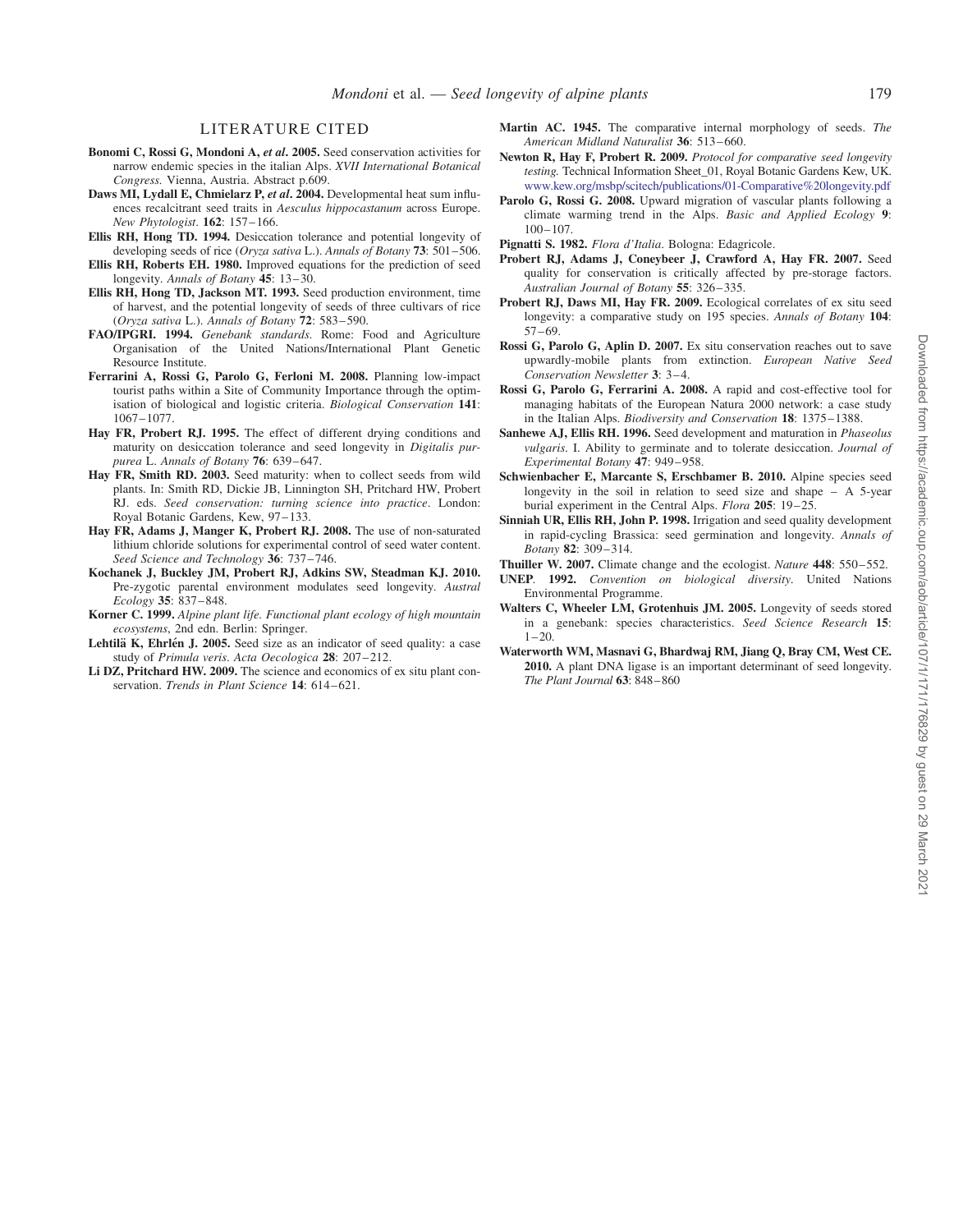## LITERATURE CITED

**Bonomi C, Rossi G, Mondoni A, *et al*. 2005.** Seed conservation activities for narrow endemic species in the italian Alps. *XVII International Botanical Congress.* Vienna, Austria. Abstract p.609.

**Daws MI, Lydall E, Chmielarz P, *et al*. 2004.** Developmental heat sum influences recalcitrant seed traits in *Aesculus hippocastanum* across Europe. *New Phytologist*. **162**: 157–166.

**Ellis RH, Hong TD. 1994.** Desiccation tolerance and potential longevity of developing seeds of rice (*Oryza sativa* L.). *Annals of Botany* **73**: 501–506.

**Ellis RH, Roberts EH. 1980.** Improved equations for the prediction of seed longevity. *Annals of Botany* **45**: 13–30.

**Ellis RH, Hong TD, Jackson MT. 1993.** Seed production environment, time of harvest, and the potential longevity of seeds of three cultivars of rice (*Oryza sativa* L.). *Annals of Botany* **72**: 583–590.

**FAO/IPGRI. 1994.** *Genebank standards*. Rome: Food and Agriculture Organisation of the United Nations/International Plant Genetic Resource Institute.

**Ferrarini A, Rossi G, Parolo G, Ferloni M. 2008.** Planning low-impact tourist paths within a Site of Community Importance through the optimisation of biological and logistic criteria. *Biological Conservation* **141**: 1067–1077.

**Hay FR, Probert RJ. 1995.** The effect of different drying conditions and maturity on desiccation tolerance and seed longevity in *Digitalis purpurea* L. *Annals of Botany* **76**: 639–647.

**Hay FR, Smith RD. 2003.** Seed maturity: when to collect seeds from wild plants. In: Smith RD, Dickie JB, Linnington SH, Pritchard HW, Probert RJ. eds. *Seed conservation: turning science into practice*. London: Royal Botanic Gardens, Kew, 97–133.

**Hay FR, Adams J, Manger K, Probert RJ. 2008.** The use of non-saturated lithium chloride solutions for experimental control of seed water content. *Seed Science and Technology* **36**: 737–746.

**Kochanek J, Buckley JM, Probert RJ, Adkins SW, Steadman KJ. 2010.** Pre-zygotic parental environment modulates seed longevity. *Austral Ecology* **35**: 837–848.

**Korner C. 1999.** *Alpine plant life. Functional plant ecology of high mountain ecosystems*, 2nd edn. Berlin: Springer.

**Lehtilä K, Ehrlén J. 2005.** Seed size as an indicator of seed quality: a case study of *Primula veris*. *Acta Oecologica* **28**: 207–212.

**Li DZ, Pritchard HW. 2009.** The science and economics of ex situ plant conservation. *Trends in Plant Science* **14**: 614–621.

**Martin AC. 1945.** The comparative internal morphology of seeds. *The American Midland Naturalist* **36**: 513–660.

**Newton R, Hay F, Probert R. 2009.** *Protocol for comparative seed longevity testing.* Technical Information Sheet_01, Royal Botanic Gardens Kew, UK. www.kew.org/msbp/scitech/publications/01-Comparative%20longevity.pdf

**Parolo G, Rossi G. 2008.** Upward migration of vascular plants following a climate warming trend in the Alps. *Basic and Applied Ecology* **9**: 100–107.

**Pignatti S. 1982.** *Flora d'Italia*. Bologna: Edagricole.

**Probert RJ, Adams J, Coneybeer J, Crawford A, Hay FR. 2007.** Seed quality for conservation is critically affected by pre-storage factors. *Australian Journal of Botany* **55**: 326–335.

**Probert RJ, Daws MI, Hay FR. 2009.** Ecological correlates of ex situ seed longevity: a comparative study on 195 species. *Annals of Botany* **104**: 57–69.

**Rossi G, Parolo G, Aplin D. 2007.** Ex situ conservation reaches out to save upwardly-mobile plants from extinction. *European Native Seed Conservation Newsletter* **3**: 3–4.

**Rossi G, Parolo G, Ferrarini A. 2008.** A rapid and cost-effective tool for managing habitats of the European Natura 2000 network: a case study in the Italian Alps. *Biodiversity and Conservation* **18**: 1375–1388.

**Sanhewe AJ, Ellis RH. 1996.** Seed development and maturation in *Phaseolus vulgaris*. I. Ability to germinate and to tolerate desiccation. *Journal of Experimental Botany* **47**: 949–958.

**Schwienbacher E, Marcante S, Erschbamer B. 2010.** Alpine species seed longevity in the soil in relation to seed size and shape – A 5-year burial experiment in the Central Alps. *Flora* **205**: 19–25.

**Sinniah UR, Ellis RH, John P. 1998.** Irrigation and seed quality development in rapid-cycling Brassica: seed germination and longevity. *Annals of Botany* **82**: 309–314.

**Thuiller W. 2007.** Climate change and the ecologist. *Nature* **448**: 550–552.

**UNEP. 1992.** *Convention on biological diversity*. United Nations Environmental Programme.

**Walters C, Wheeler LM, Grotenhuis JM. 2005.** Longevity of seeds stored in a genebank: species characteristics. *Seed Science Research* **15**: 1–20.

**Waterworth WM, Masnavi G, Bhardwaj RM, Jiang Q, Bray CM, West CE. 2010.** A plant DNA ligase is an important determinant of seed longevity. *The Plant Journal* **63**: 848–860